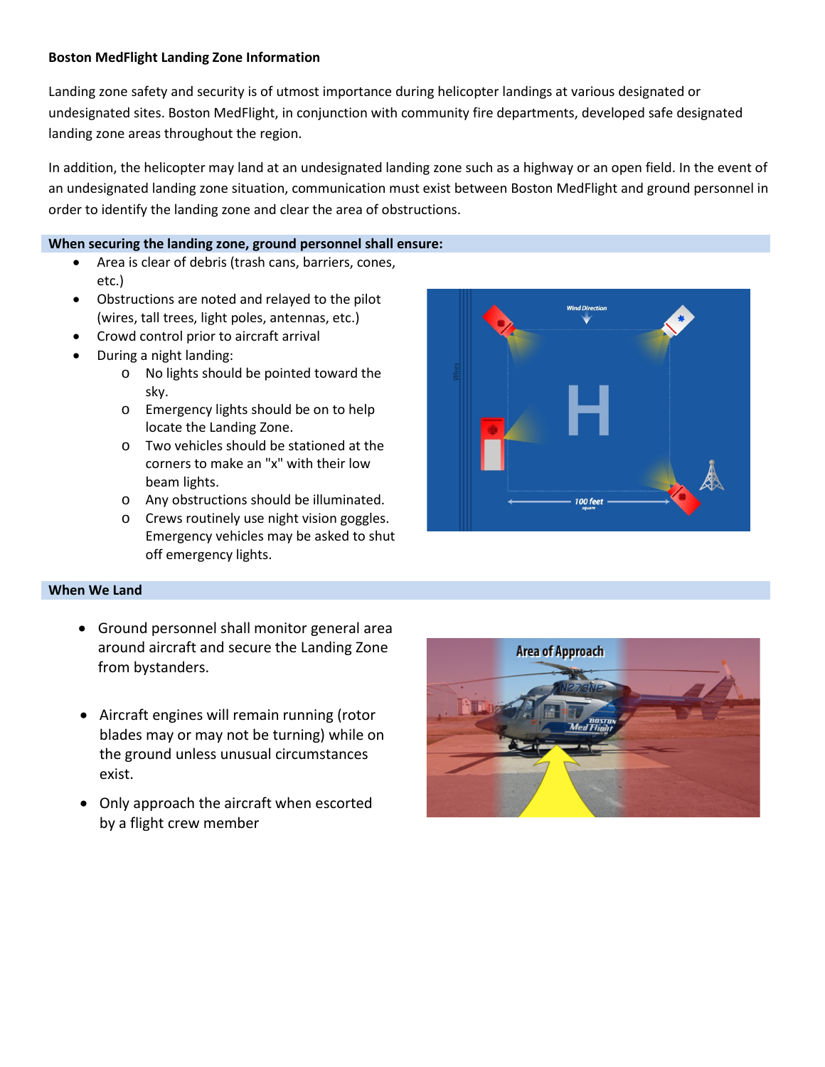**Boston MedFlight Landing Zone Information**

Landing zone safety and security is of utmost importance during helicopter landings at various designated or undesignated sites. Boston MedFlight, in conjunction with community fire departments, developed safe designated landing zone areas throughout the region.

In addition, the helicopter may land at an undesignated landing zone such as a highway or an open field. In the event of an undesignated landing zone situation, communication must exist between Boston MedFlight and ground personnel in order to identify the landing zone and clear the area of obstructions.

## When securing the landing zone, ground personnel shall ensure:

- Area is clear of debris (trash cans, barriers, cones, etc.)
- Obstructions are noted and relayed to the pilot (wires, tall trees, light poles, antennas, etc.)
- Crowd control prior to aircraft arrival
- During a night landing:
  - No lights should be pointed toward the sky.
  - Emergency lights should be on to help locate the Landing Zone.
  - Two vehicles should be stationed at the corners to make an "x" with their low beam lights.
  - Any obstructions should be illuminated.
  - Crews routinely use night vision goggles. Emergency vehicles may be asked to shut off emergency lights.

## When We Land

- Ground personnel shall monitor general area around aircraft and secure the Landing Zone from bystanders.
- Aircraft engines will remain running (rotor blades may or may not be turning) while on the ground unless unusual circumstances exist.
- Only approach the aircraft when escorted by a flight crew member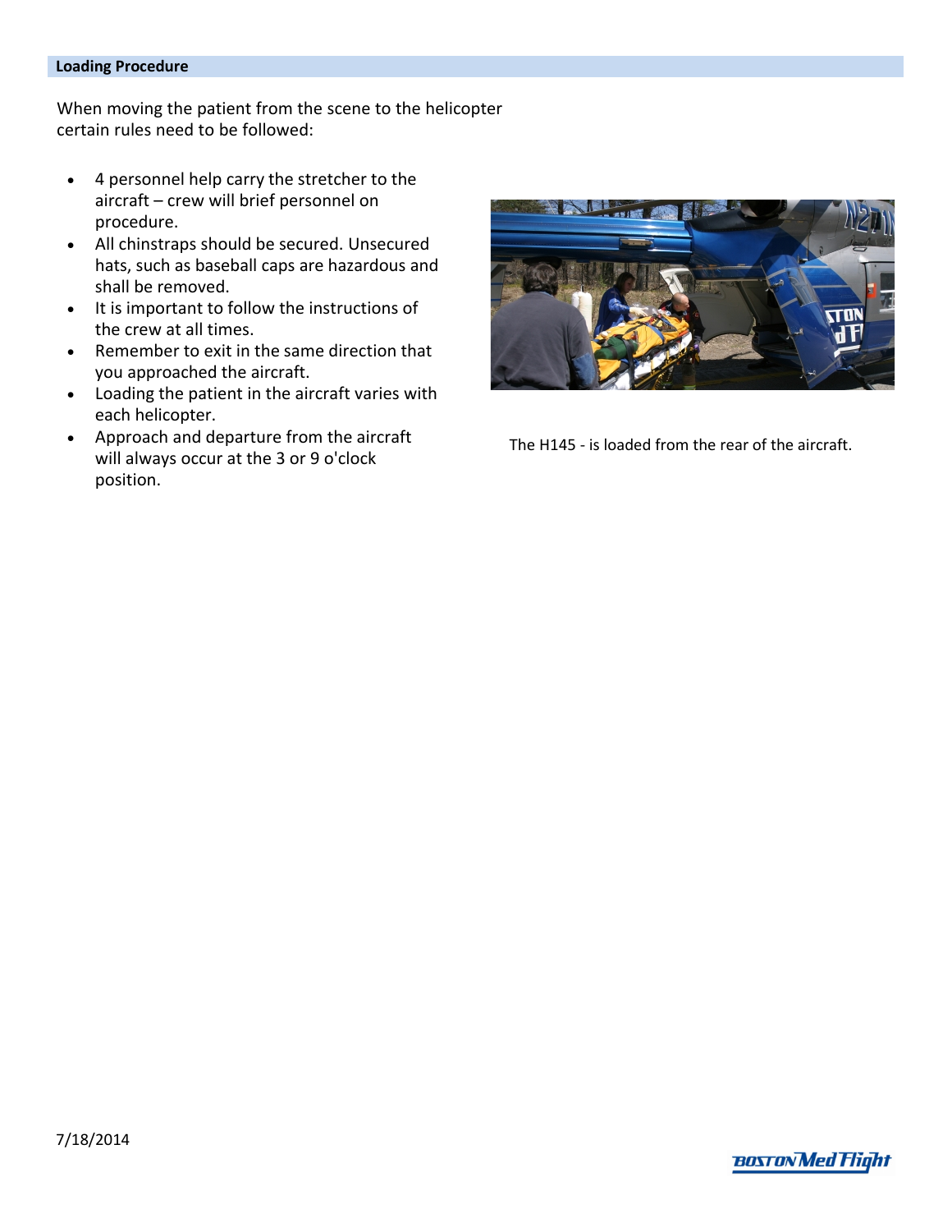## Loading Procedure

When moving the patient from the scene to the helicopter certain rules need to be followed:

- 4 personnel help carry the stretcher to the aircraft – crew will brief personnel on procedure.
- All chinstraps should be secured. Unsecured hats, such as baseball caps are hazardous and shall be removed.
- It is important to follow the instructions of the crew at all times.
- Remember to exit in the same direction that you approached the aircraft.
- Loading the patient in the aircraft varies with each helicopter.
- Approach and departure from the aircraft will always occur at the 3 or 9 o'clock position.

The H145 - is loaded from the rear of the aircraft.

7/18/2014